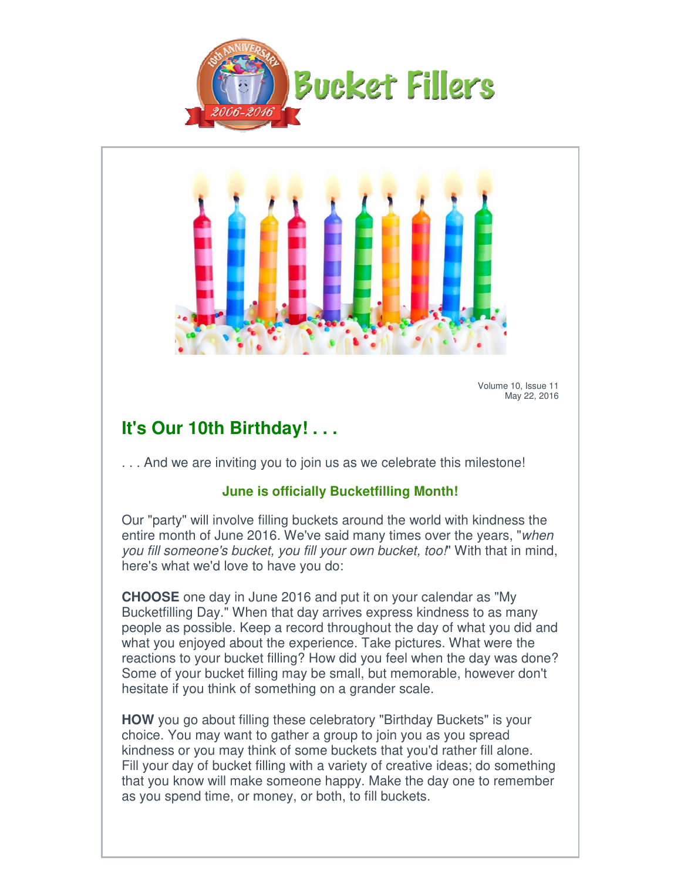# Bucket Fillers

Volume 10, Issue 11
May 22, 2016

## It's Our 10th Birthday! . . .

. . . And we are inviting you to join us as we celebrate this milestone!

**June is officially Bucketfilling Month!**

Our "party" will involve filling buckets around the world with kindness the entire month of June 2016. We've said many times over the years, "*when you fill someone's bucket, you fill your own bucket, too!*" With that in mind, here's what we'd love to have you do:

**CHOOSE** one day in June 2016 and put it on your calendar as "My Bucketfilling Day." When that day arrives express kindness to as many people as possible. Keep a record throughout the day of what you did and what you enjoyed about the experience. Take pictures. What were the reactions to your bucket filling? How did you feel when the day was done? Some of your bucket filling may be small, but memorable, however don't hesitate if you think of something on a grander scale.

**HOW** you go about filling these celebratory "Birthday Buckets" is your choice. You may want to gather a group to join you as you spread kindness or you may think of some buckets that you'd rather fill alone. Fill your day of bucket filling with a variety of creative ideas; do something that you know will make someone happy. Make the day one to remember as you spend time, or money, or both, to fill buckets.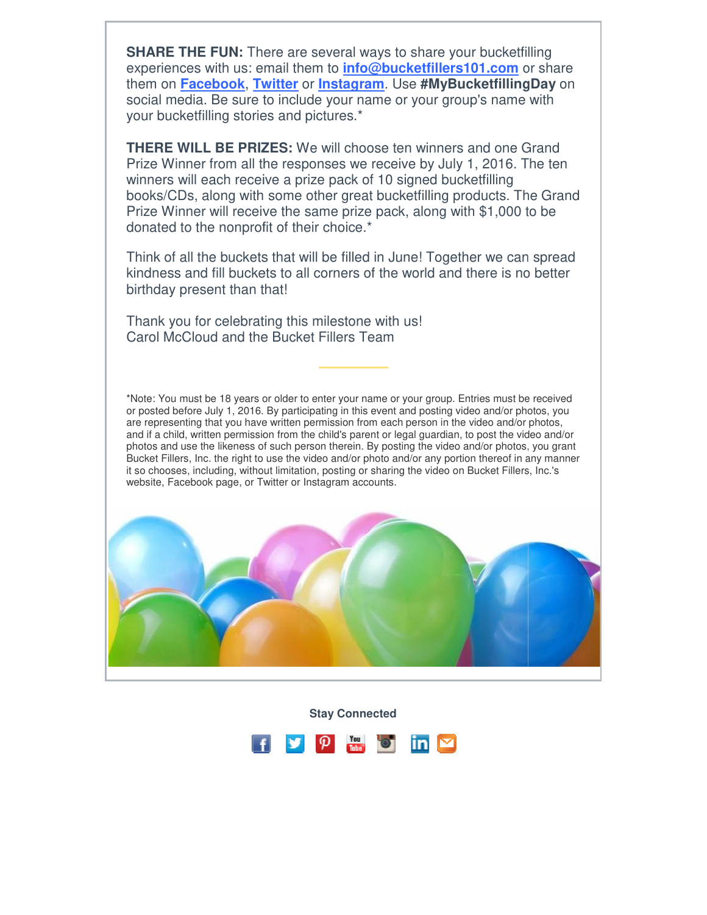**SHARE THE FUN:** There are several ways to share your bucketfilling experiences with us: email them to **info@bucketfillers101.com** or share them on **Facebook**, **Twitter** or **Instagram**. Use **#MyBucketfillingDay** on social media. Be sure to include your name or your group's name with your bucketfilling stories and pictures.*

**THERE WILL BE PRIZES:** We will choose ten winners and one Grand Prize Winner from all the responses we receive by July 1, 2016. The ten winners will each receive a prize pack of 10 signed bucketfilling books/CDs, along with some other great bucketfilling products. The Grand Prize Winner will receive the same prize pack, along with $1,000 to be donated to the nonprofit of their choice.*

Think of all the buckets that will be filled in June! Together we can spread kindness and fill buckets to all corners of the world and there is no better birthday present than that!

Thank you for celebrating this milestone with us!
Carol McCloud and the Bucket Fillers Team

*Note: You must be 18 years or older to enter your name or your group. Entries must be received or posted before July 1, 2016. By participating in this event and posting video and/or photos, you are representing that you have written permission from each person in the video and/or photos, and if a child, written permission from the child's parent or legal guardian, to post the video and/or photos and use the likeness of such person therein. By posting the video and/or photos, you grant Bucket Fillers, Inc. the right to use the video and/or photo and/or any portion thereof in any manner it so chooses, including, without limitation, posting or sharing the video on Bucket Fillers, Inc.'s website, Facebook page, or Twitter or Instagram accounts.

**Stay Connected**